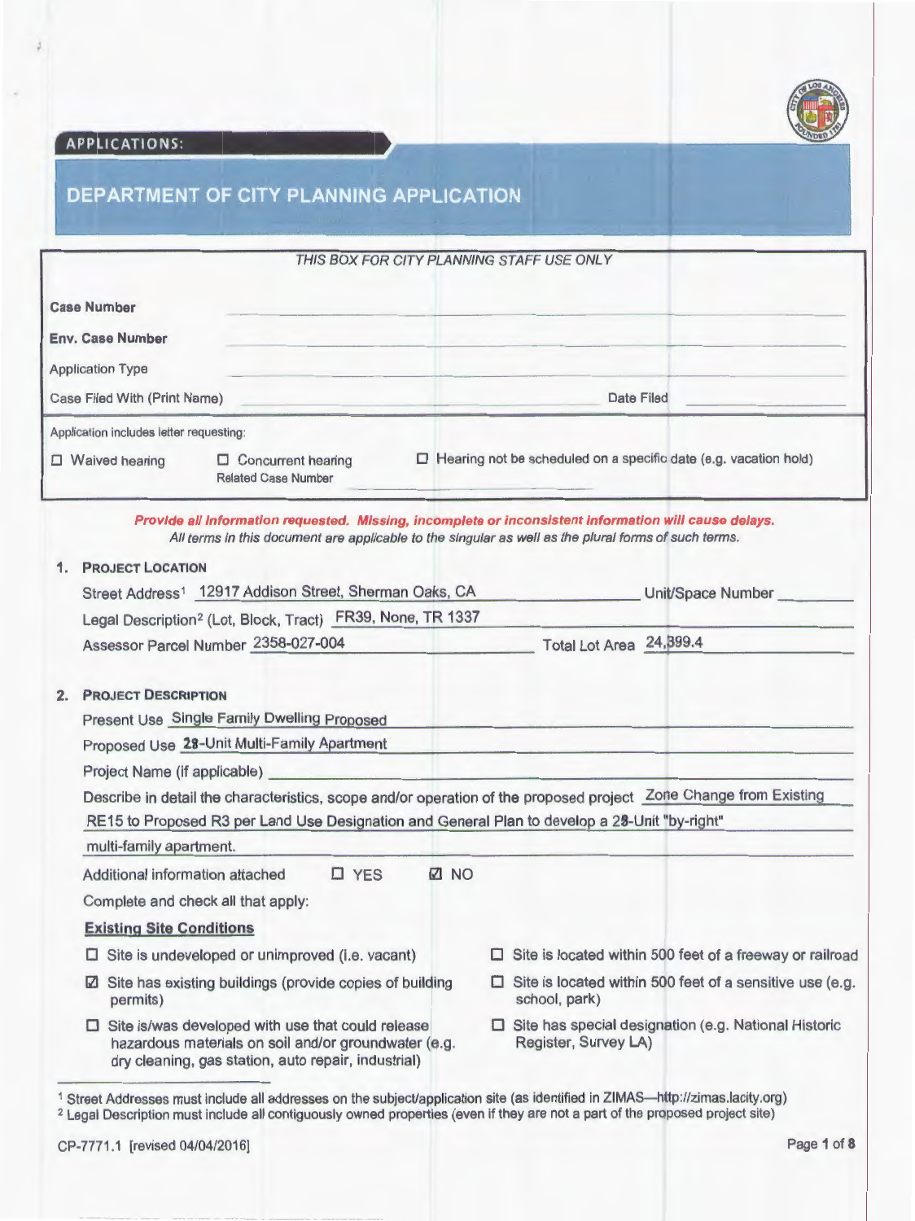APPLICATIONS:

# DEPARTMENT OF CITY PLANNING APPLICATION

*THIS BOX FOR CITY PLANNING STAFF USE ONLY*

**Case Number** ______________________

**Env. Case Number** ______________________

Application Type ______________________

Case Filed With (Print Name) ______________________ Date Filed ______________

Application includes letter requesting:

☐ Waived hearing ☐ Concurrent hearing ☐ Hearing not be scheduled on a specific date (e.g. vacation hold)

Related Case Number ______________

***Provide all information requested. Missing, incomplete or inconsistent information will cause delays.***

*All terms in this document are applicable to the singular as well as the plural forms of such terms.*

## 1. PROJECT LOCATION

Street Address[1] 12917 Addison Street, Sherman Oaks, CA Unit/Space Number ________

Legal Description[2] (Lot, Block, Tract) FR39, None, TR 1337

Assessor Parcel Number 2358-027-004 Total Lot Area 24,399.4

## 2. PROJECT DESCRIPTION

Present Use Single Family Dwelling Proposed

Proposed Use 28-Unit Multi-Family Apartment

Project Name (if applicable) ______________________

Describe in detail the characteristics, scope and/or operation of the proposed project Zone Change from Existing RE15 to Proposed R3 per Land Use Designation and General Plan to develop a 28-Unit "by-right" multi-family apartment.

Additional information attached ☐ YES ☑ NO

Complete and check all that apply:

**Existing Site Conditions**

☐ Site is undeveloped or unimproved (i.e. vacant)

☑ Site has existing buildings (provide copies of building permits)

☐ Site is/was developed with use that could release hazardous materials on soil and/or groundwater (e.g. dry cleaning, gas station, auto repair, industrial)

☐ Site is located within 500 feet of a freeway or railroad

☐ Site is located within 500 feet of a sensitive use (e.g. school, park)

☐ Site has special designation (e.g. National Historic Register, Survey LA)

---

[1] Street Addresses must include all addresses on the subject/application site (as identified in ZIMAS—http://zimas.lacity.org)

[2] Legal Description must include all contiguously owned properties (even if they are not a part of the proposed project site)

CP-7771.1 [revised 04/04/2016]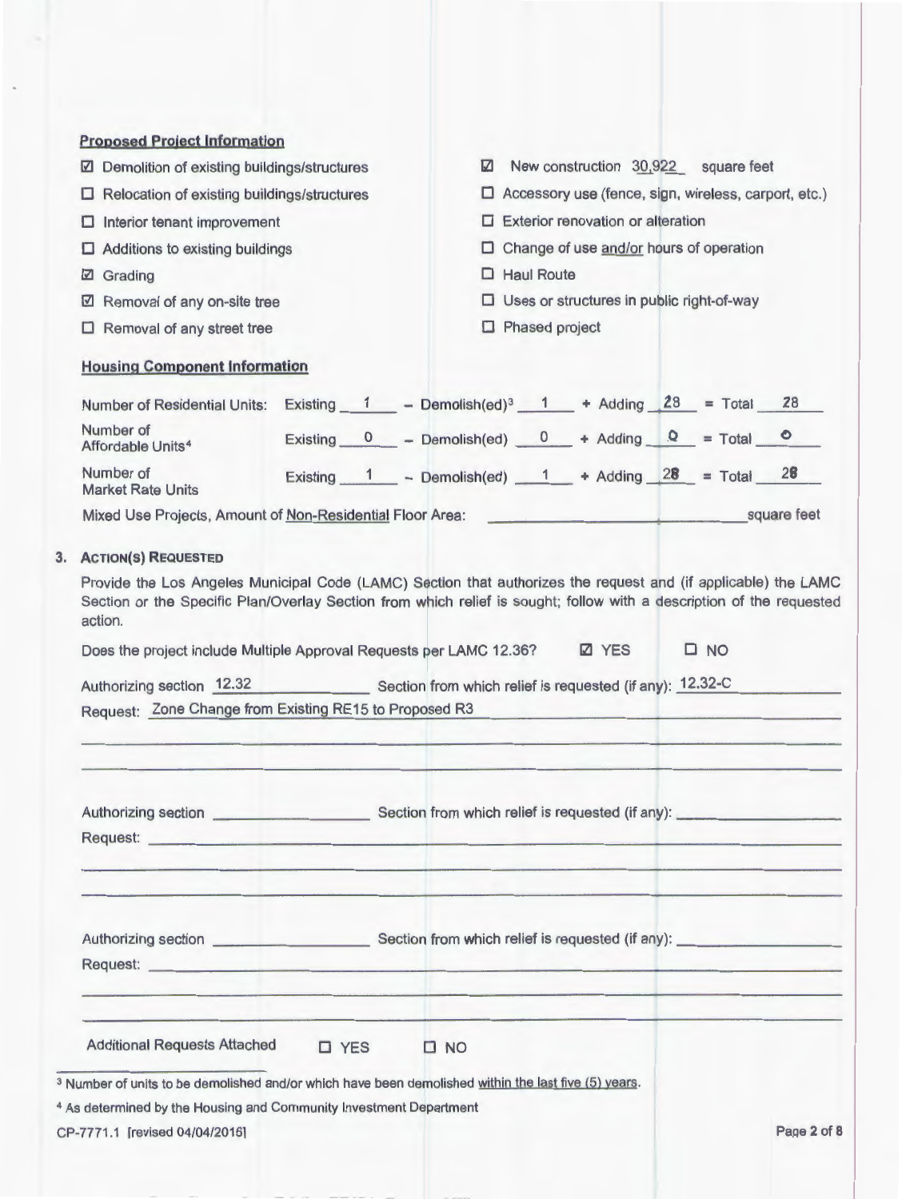### Proposed Project Information

- ☑ Demolition of existing buildings/structures
- ☐ Relocation of existing buildings/structures
- ☐ Interior tenant improvement
- ☐ Additions to existing buildings
- ☑ Grading
- ☑ Removal of any on-site tree
- ☐ Removal of any street tree
- ☑ New construction 30,922 square feet
- ☐ Accessory use (fence, sign, wireless, carport, etc.)
- ☐ Exterior renovation or alteration
- ☐ Change of use and/or hours of operation
- ☐ Haul Route
- ☐ Uses or structures in public right-of-way
- ☐ Phased project

### Housing Component Information

| | Existing | – Demolish(ed) | + Adding | = Total |
|---|---|---|---|---|
| Number of Residential Units: | 1 | 1 [3] | 28 | 28 |
| Number of Affordable Units[4] | 0 | 0 | 0 | 0 |
| Number of Market Rate Units | 1 | 1 | 28 | 28 |

Mixed Use Projects, Amount of Non-Residential Floor Area: ______________ square feet

### 3. ACTION(S) REQUESTED

Provide the Los Angeles Municipal Code (LAMC) Section that authorizes the request and (if applicable) the LAMC Section or the Specific Plan/Overlay Section from which relief is sought; follow with a description of the requested action.

Does the project include Multiple Approval Requests per LAMC 12.36? ☑ YES ☐ NO

Authorizing section 12.32 Section from which relief is requested (if any): 12.32-C

Request: Zone Change from Existing RE15 to Proposed R3

Authorizing section ______________ Section from which relief is requested (if any): ______________

Request: ______________

Authorizing section ______________ Section from which relief is requested (if any): ______________

Request: ______________

Additional Requests Attached ☐ YES ☐ NO

[3] Number of units to be demolished and/or which have been demolished within the last five (5) years.

[4] As determined by the Housing and Community Investment Department

CP-7771.1 [revised 04/04/2016]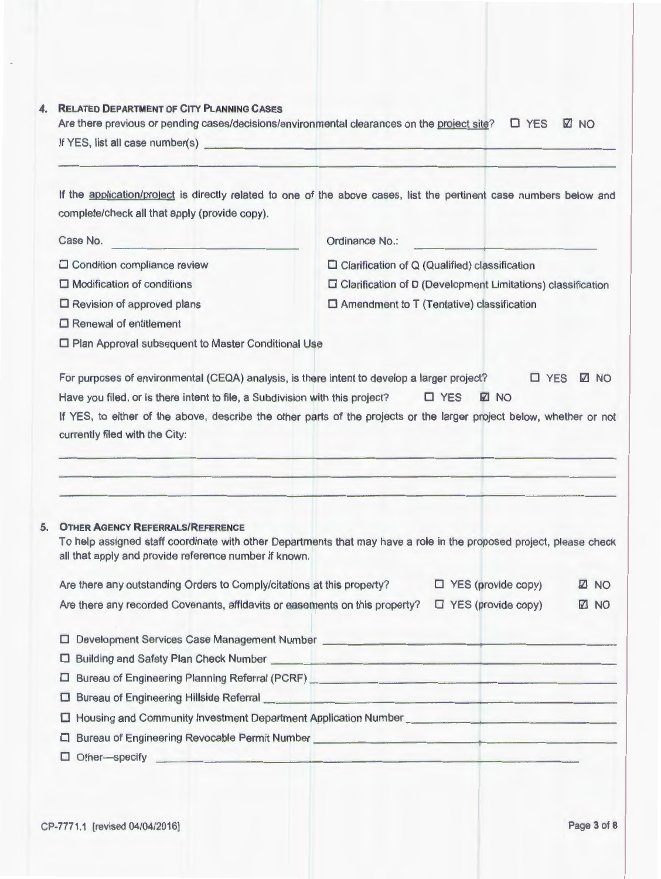## 4. RELATED DEPARTMENT OF CITY PLANNING CASES

Are there previous or pending cases/decisions/environmental clearances on the project site? ☐ YES ☑ NO

If YES, list all case number(s) ______________________________

If the application/project is directly related to one of the above cases, list the pertinent case numbers below and complete/check all that apply (provide copy).

Case No. ____________________ Ordinance No.: ____________________

☐ Condition compliance review

☐ Modification of conditions

☐ Revision of approved plans

☐ Renewal of entitlement

☐ Plan Approval subsequent to Master Conditional Use

☐ Clarification of Q (Qualified) classification

☐ Clarification of D (Development Limitations) classification

☐ Amendment to T (Tentative) classification

For purposes of environmental (CEQA) analysis, is there intent to develop a larger project? ☐ YES ☑ NO

Have you filed, or is there intent to file, a Subdivision with this project? ☐ YES ☑ NO

If YES, to either of the above, describe the other parts of the projects or the larger project below, whether or not currently filed with the City:

______________________________

## 5. OTHER AGENCY REFERRALS/REFERENCE

To help assigned staff coordinate with other Departments that may have a role in the proposed project, please check all that apply and provide reference number if known.

Are there any outstanding Orders to Comply/citations at this property? ☐ YES (provide copy) ☑ NO

Are there any recorded Covenants, affidavits or easements on this property? ☐ YES (provide copy) ☑ NO

☐ Development Services Case Management Number ____________________

☐ Building and Safety Plan Check Number ____________________

☐ Bureau of Engineering Planning Referral (PCRF) ____________________

☐ Bureau of Engineering Hillside Referral ____________________

☐ Housing and Community Investment Department Application Number ____________________

☐ Bureau of Engineering Revocable Permit Number ____________________

☐ Other—specify ____________________

CP-7771.1 [revised 04/04/2016]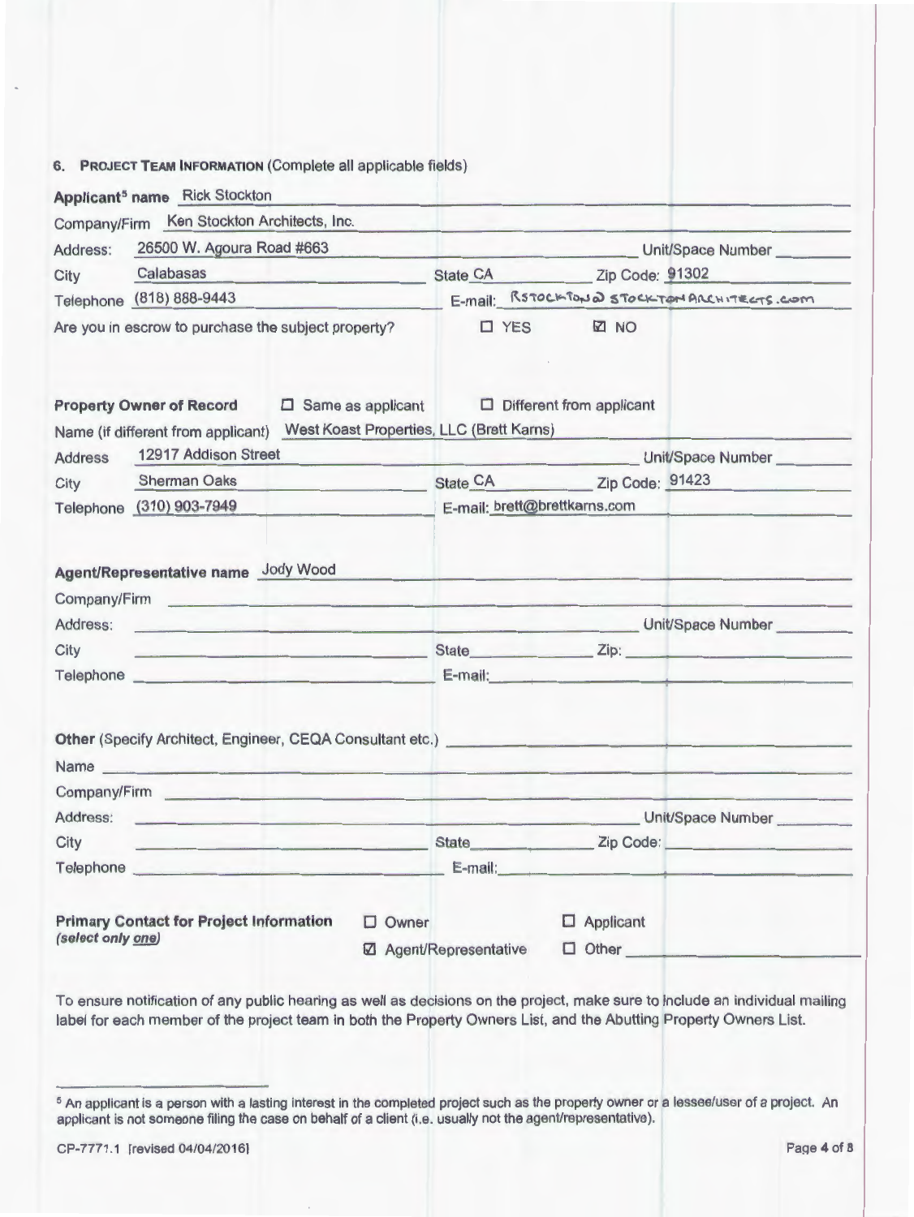## 6. PROJECT TEAM INFORMATION (Complete all applicable fields)

**Applicant[5] name** Rick Stockton

Company/Firm Ken Stockton Architects, Inc.

Address: 26500 W. Agoura Road #663 Unit/Space Number ________

City Calabasas State CA Zip Code: 91302

Telephone (818) 888-9443 E-mail: RSTOCKTON@STOCKTONARCHITECTS.COM

Are you in escrow to purchase the subject property? ☐ YES ☑ NO

**Property Owner of Record** ☐ Same as applicant ☐ Different from applicant

Name (if different from applicant) West Koast Properties, LLC (Brett Karns)

Address 12917 Addison Street Unit/Space Number ________

City Sherman Oaks State CA Zip Code: 91423

Telephone (310) 903-7949 E-mail: brett@brettkarns.com

**Agent/Representative name** Jody Wood

Company/Firm ________

Address: ________ Unit/Space Number ________

City ________ State ________ Zip: ________

Telephone ________ E-mail: ________

**Other** (Specify Architect, Engineer, CEQA Consultant etc.) ________

Name ________

Company/Firm ________

Address: ________ Unit/Space Number ________

City ________ State ________ Zip Code: ________

Telephone ________ E-mail: ________

**Primary Contact for Project Information** *(select only one)*

☐ Owner ☐ Applicant

☑ Agent/Representative ☐ Other ________

To ensure notification of any public hearing as well as decisions on the project, make sure to include an individual mailing label for each member of the project team in both the Property Owners List, and the Abutting Property Owners List.

---

[5] An applicant is a person with a lasting interest in the completed project such as the property owner or a lessee/user of a project. An applicant is not someone filing the case on behalf of a client (i.e. usually not the agent/representative).

CP-7771.1 [revised 04/04/2016]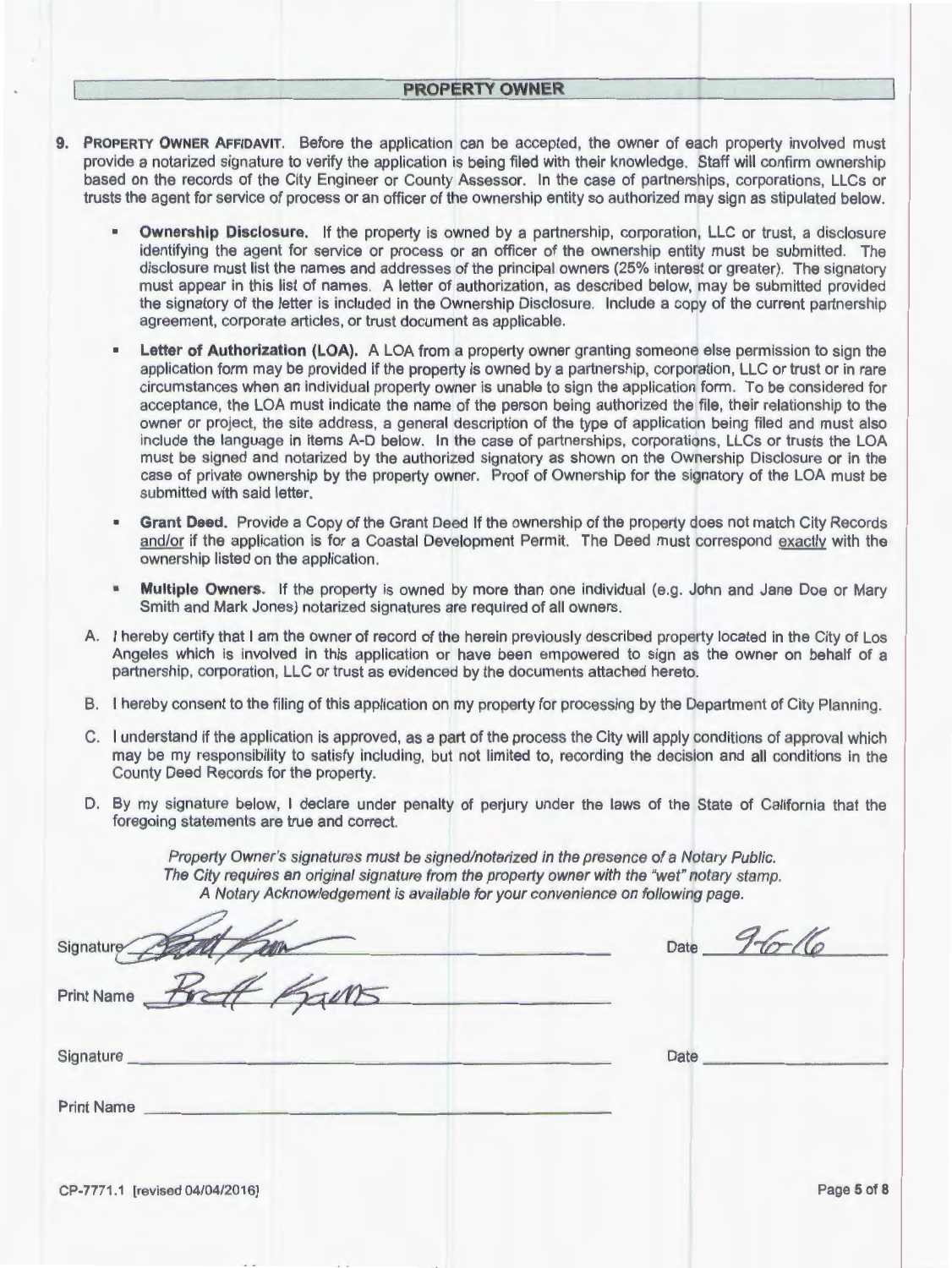## PROPERTY OWNER

9. **PROPERTY OWNER AFFIDAVIT**. Before the application can be accepted, the owner of each property involved must provide a notarized signature to verify the application is being filed with their knowledge. Staff will confirm ownership based on the records of the City Engineer or County Assessor. In the case of partnerships, corporations, LLCs or trusts the agent for service of process or an officer of the ownership entity so authorized may sign as stipulated below.

   - **Ownership Disclosure.** If the property is owned by a partnership, corporation, LLC or trust, a disclosure identifying the agent for service or process or an officer of the ownership entity must be submitted. The disclosure must list the names and addresses of the principal owners (25% interest or greater). The signatory must appear in this list of names. A letter of authorization, as described below, may be submitted provided the signatory of the letter is included in the Ownership Disclosure. Include a copy of the current partnership agreement, corporate articles, or trust document as applicable.
   - **Letter of Authorization (LOA).** A LOA from a property owner granting someone else permission to sign the application form may be provided if the property is owned by a partnership, corporation, LLC or trust or in rare circumstances when an individual property owner is unable to sign the application form. To be considered for acceptance, the LOA must indicate the name of the person being authorized the file, their relationship to the owner or project, the site address, a general description of the type of application being filed and must also include the language in items A-D below. In the case of partnerships, corporations, LLCs or trusts the LOA must be signed and notarized by the authorized signatory as shown on the Ownership Disclosure or in the case of private ownership by the property owner. Proof of Ownership for the signatory of the LOA must be submitted with said letter.
   - **Grant Deed.** Provide a Copy of the Grant Deed If the ownership of the property does not match City Records and/or if the application is for a Coastal Development Permit. The Deed must correspond exactly with the ownership listed on the application.
   - **Multiple Owners.** If the property is owned by more than one individual (e.g. John and Jane Doe or Mary Smith and Mark Jones) notarized signatures are required of all owners.

A. I hereby certify that I am the owner of record of the herein previously described property located in the City of Los Angeles which is involved in this application or have been empowered to sign as the owner on behalf of a partnership, corporation, LLC or trust as evidenced by the documents attached hereto.

B. I hereby consent to the filing of this application on my property for processing by the Department of City Planning.

C. I understand if the application is approved, as a part of the process the City will apply conditions of approval which may be my responsibility to satisfy including, but not limited to, recording the decision and all conditions in the County Deed Records for the property.

D. By my signature below, I declare under penalty of perjury under the laws of the State of California that the foregoing statements are true and correct.

*Property Owner's signatures must be signed/notarized in the presence of a Notary Public.*
*The City requires an original signature from the property owner with the "wet" notary stamp.*
*A Notary Acknowledgement is available for your convenience on following page.*

Signature [signature] Date 9-6-16

Print Name Brett Kaus

Signature ______________________ Date ______________

Print Name ______________________

CP-7771.1 [revised 04/04/2016]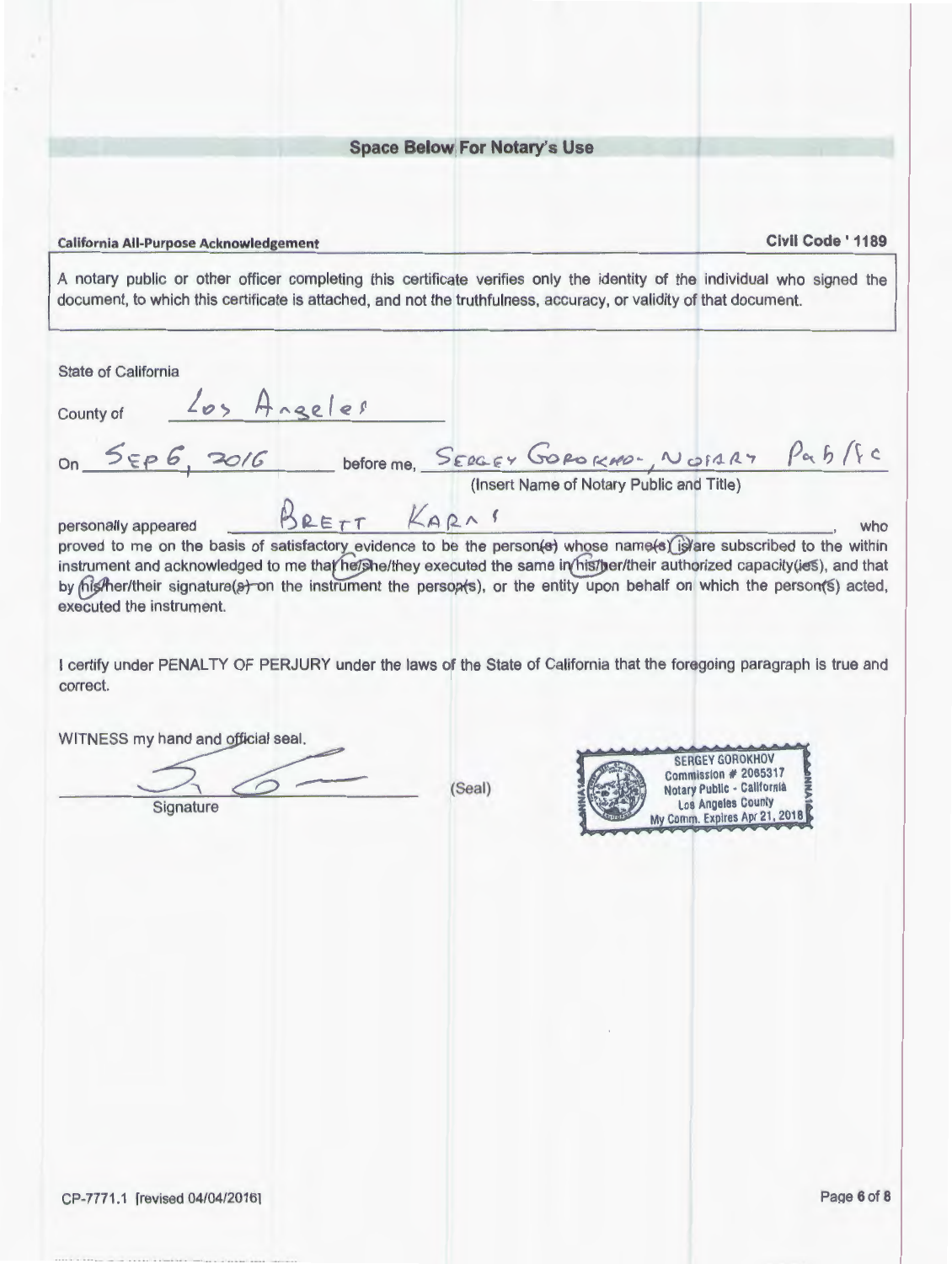**Space Below For Notary's Use**

**California All-Purpose Acknowledgement** **Civil Code ' 1189**

A notary public or other officer completing this certificate verifies only the identity of the individual who signed the document, to which this certificate is attached, and not the truthfulness, accuracy, or validity of that document.

State of California

County of Los Angeles

On Sep 6, 2016 before me, Sergey Gorokhov, Notary Public
(Insert Name of Notary Public and Title)

personally appeared Brett Karns, who proved to me on the basis of satisfactory evidence to be the person(s) whose name(s) is/are subscribed to the within instrument and acknowledged to me that he/she/they executed the same in his/her/their authorized capacity(ies), and that by his/her/their signature(s) on the instrument the person(s), or the entity upon behalf on which the person(s) acted, executed the instrument.

I certify under PENALTY OF PERJURY under the laws of the State of California that the foregoing paragraph is true and correct.

WITNESS my hand and official seal.

Signature (Seal)

SERGEY GOROKHOV
Commission # 2065317
Notary Public - California
Los Angeles County
My Comm. Expires Apr 21, 2018

CP-7771.1 [revised 04/04/2016]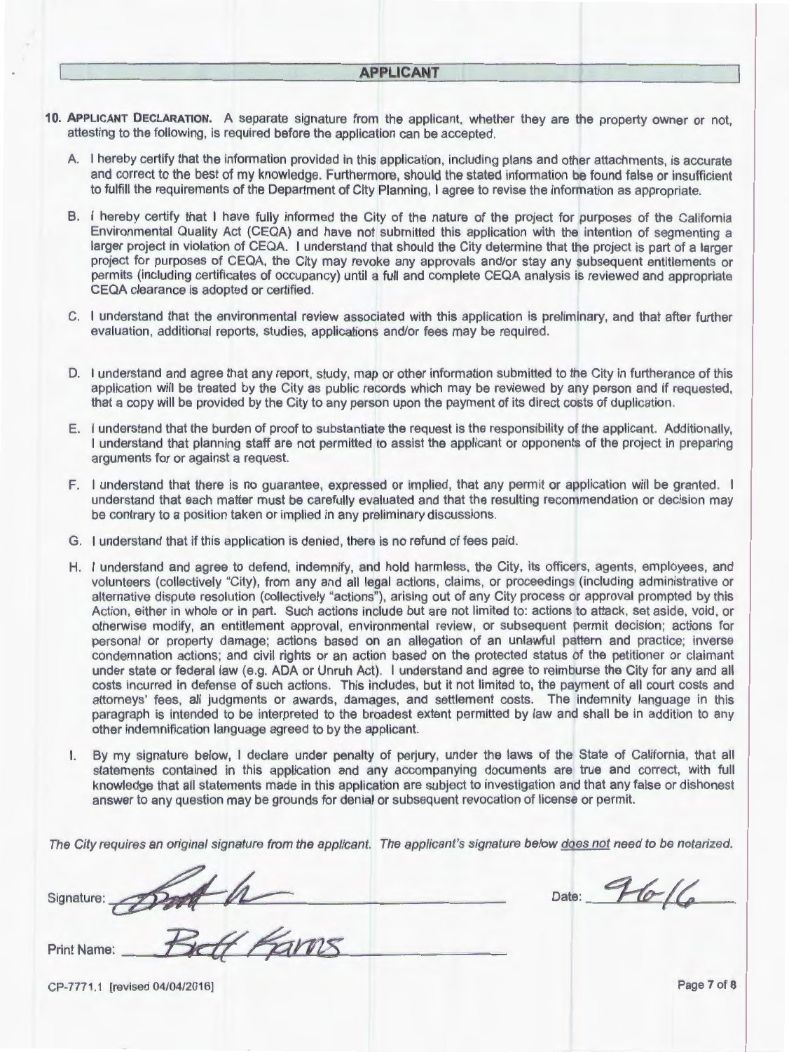## APPLICANT

**10. Applicant Declaration.** A separate signature from the applicant, whether they are the property owner or not, attesting to the following, is required before the application can be accepted.

A. I hereby certify that the information provided in this application, including plans and other attachments, is accurate and correct to the best of my knowledge. Furthermore, should the stated information be found false or insufficient to fulfill the requirements of the Department of City Planning, I agree to revise the information as appropriate.

B. I hereby certify that I have fully informed the City of the nature of the project for purposes of the California Environmental Quality Act (CEQA) and have not submitted this application with the intention of segmenting a larger project in violation of CEQA. I understand that should the City determine that the project is part of a larger project for purposes of CEQA, the City may revoke any approvals and/or stay any subsequent entitlements or permits (including certificates of occupancy) until a full and complete CEQA analysis is reviewed and appropriate CEQA clearance is adopted or certified.

C. I understand that the environmental review associated with this application is preliminary, and that after further evaluation, additional reports, studies, applications and/or fees may be required.

D. I understand and agree that any report, study, map or other information submitted to the City in furtherance of this application will be treated by the City as public records which may be reviewed by any person and if requested, that a copy will be provided by the City to any person upon the payment of its direct costs of duplication.

E. I understand that the burden of proof to substantiate the request is the responsibility of the applicant. Additionally, I understand that planning staff are not permitted to assist the applicant or opponents of the project in preparing arguments for or against a request.

F. I understand that there is no guarantee, expressed or implied, that any permit or application will be granted. I understand that each matter must be carefully evaluated and that the resulting recommendation or decision may be contrary to a position taken or implied in any preliminary discussions.

G. I understand that if this application is denied, there is no refund of fees paid.

H. I understand and agree to defend, indemnify, and hold harmless, the City, its officers, agents, employees, and volunteers (collectively "City), from any and all legal actions, claims, or proceedings (including administrative or alternative dispute resolution (collectively "actions"), arising out of any City process or approval prompted by this Action, either in whole or in part. Such actions include but are not limited to: actions to attack, set aside, void, or otherwise modify, an entitlement approval, environmental review, or subsequent permit decision; actions for personal or property damage; actions based on an allegation of an unlawful pattern and practice; inverse condemnation actions; and civil rights or an action based on the protected status of the petitioner or claimant under state or federal law (e.g. ADA or Unruh Act). I understand and agree to reimburse the City for any and all costs incurred in defense of such actions. This includes, but it not limited to, the payment of all court costs and attorneys' fees, all judgments or awards, damages, and settlement costs. The indemnity language in this paragraph is intended to be interpreted to the broadest extent permitted by law and shall be in addition to any other indemnification language agreed to by the applicant.

I. By my signature below, I declare under penalty of perjury, under the laws of the State of California, that all statements contained in this application and any accompanying documents are true and correct, with full knowledge that all statements made in this application are subject to investigation and that any false or dishonest answer to any question may be grounds for denial or subsequent revocation of license or permit.

*The City requires an original signature from the applicant. The applicant's signature below <u>does not</u> need to be notarized.*

Signature: [signature] Date: 9/6/16

Print Name: Brett Farms

CP-7771.1 [revised 04/04/2016]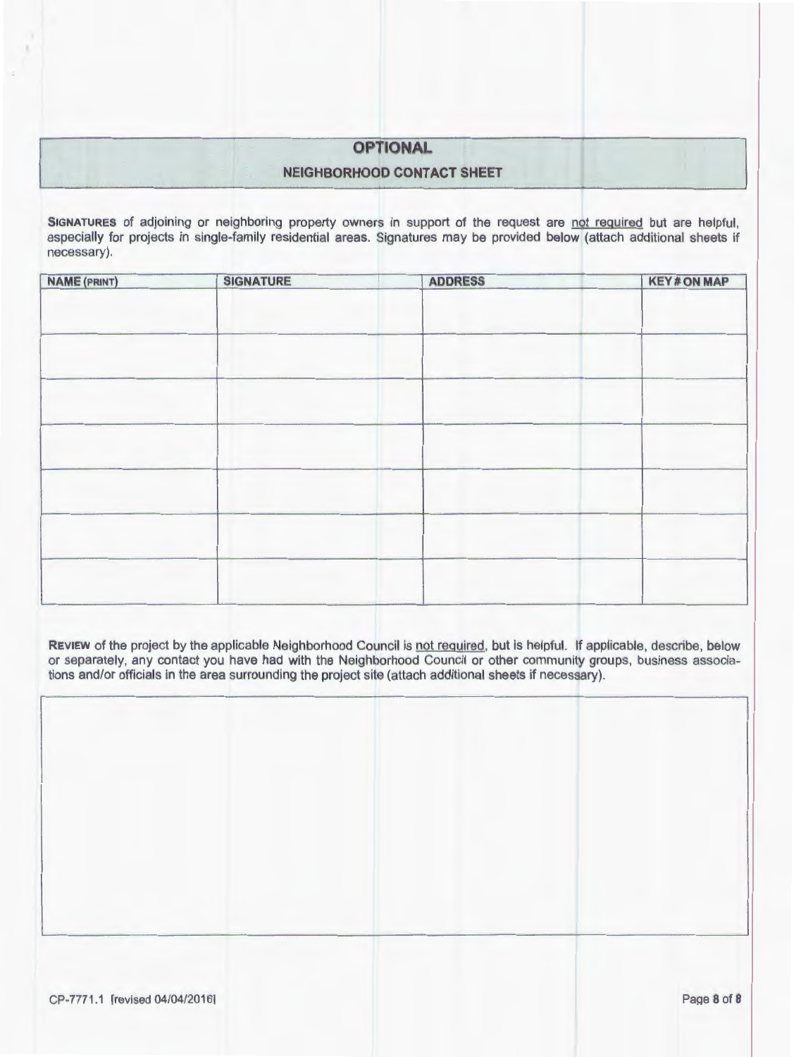## OPTIONAL

### NEIGHBORHOOD CONTACT SHEET

**SIGNATURES** of adjoining or neighboring property owners in support of the request are not required but are helpful, especially for projects in single-family residential areas. Signatures may be provided below (attach additional sheets if necessary).

| NAME (PRINT) | SIGNATURE | ADDRESS | KEY # ON MAP |
|---|---|---|---|
| | | | |
| | | | |
| | | | |
| | | | |
| | | | |
| | | | |
| | | | |

**REVIEW** of the project by the applicable Neighborhood Council is not required, but is helpful. If applicable, describe, below or separately, any contact you have had with the Neighborhood Council or other community groups, business associations and/or officials in the area surrounding the project site (attach additional sheets if necessary).

CP-7771.1 [revised 04/04/2016]